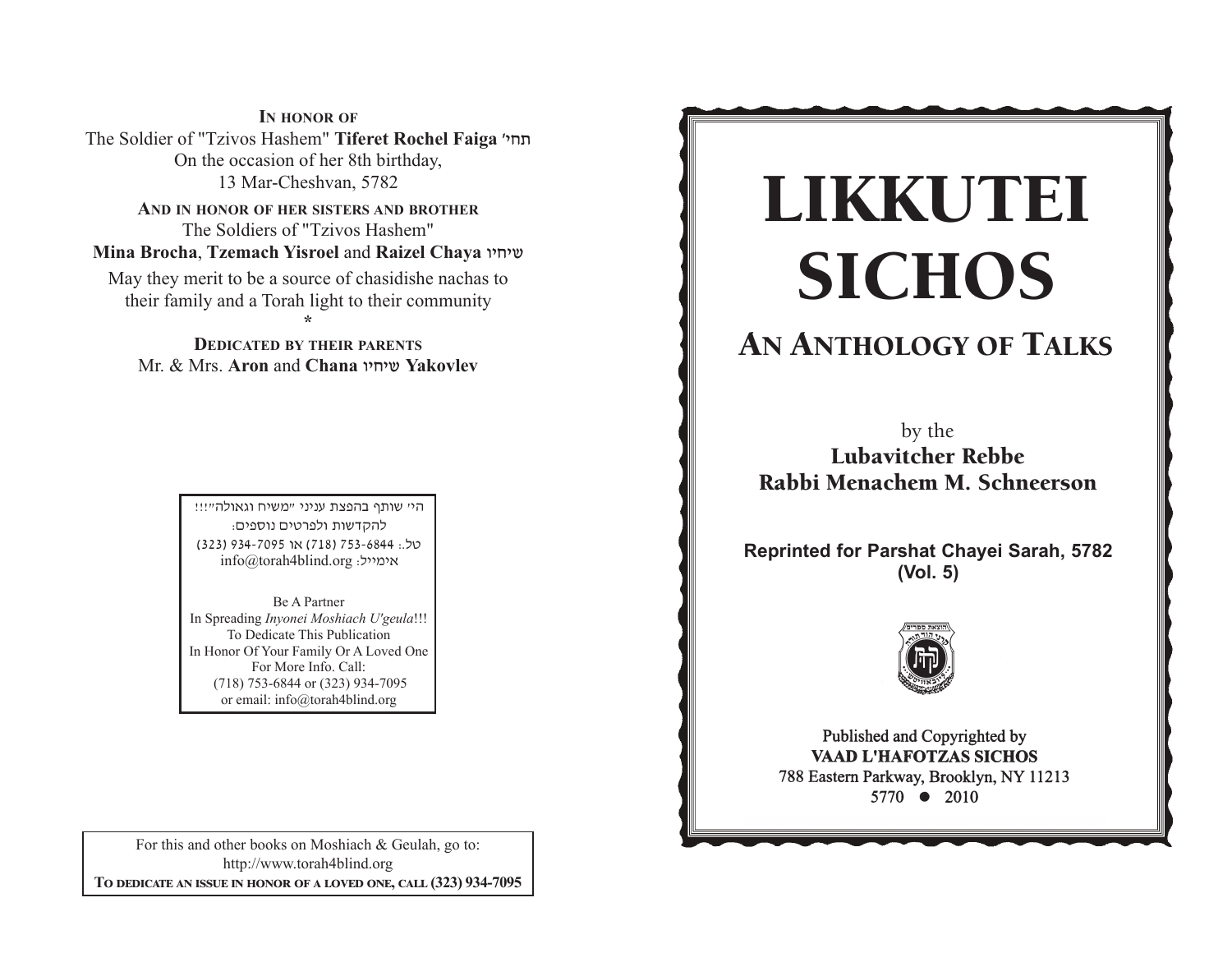**IN HONOR OF**
The Soldier of "Tzivos Hashem" **Tiferet Rochel Faiga** תחי'
On the occasion of her 8th birthday,
13 Mar-Cheshvan, 5782

**AND IN HONOR OF HER SISTERS AND BROTHER**
The Soldiers of "Tzivos Hashem"
**Mina Brocha**, **Tzemach Yisroel** and **Raizel Chaya** שיחיו
May they merit to be a source of chasidishe nachas to their family and a Torah light to their community

*

**DEDICATED BY THEIR PARENTS**
Mr. & Mrs. **Aron** and **Chana** שיחיו **Yakovlev**

היי שותף בהפצת עניני "משיח וגאולה"!!!
להקדשות ולפרטים נוספים:
טל.: 753-6844 (718) או 934-7095 (323)
אימייל: info@torah4blind.org

Be A Partner
In Spreading *Inyonei Moshiach U'geula*!!!
To Dedicate This Publication
In Honor Of Your Family Or A Loved One
For More Info. Call:
(718) 753-6844 or (323) 934-7095
or email: info@torah4blind.org

For this and other books on Moshiach & Geulah, go to:
http://www.torah4blind.org
**TO DEDICATE AN ISSUE IN HONOR OF A LOVED ONE, CALL (323) 934-7095**

# LIKKUTEI SICHOS

## AN ANTHOLOGY OF TALKS

by the
**Lubavitcher Rebbe**
**Rabbi Menachem M. Schneerson**

**Reprinted for Parshat Chayei Sarah, 5782**
**(Vol. 5)**

Published and Copyrighted by
**VAAD L'HAFOTZAS SICHOS**
788 Eastern Parkway, Brooklyn, NY 11213
5770 • 2010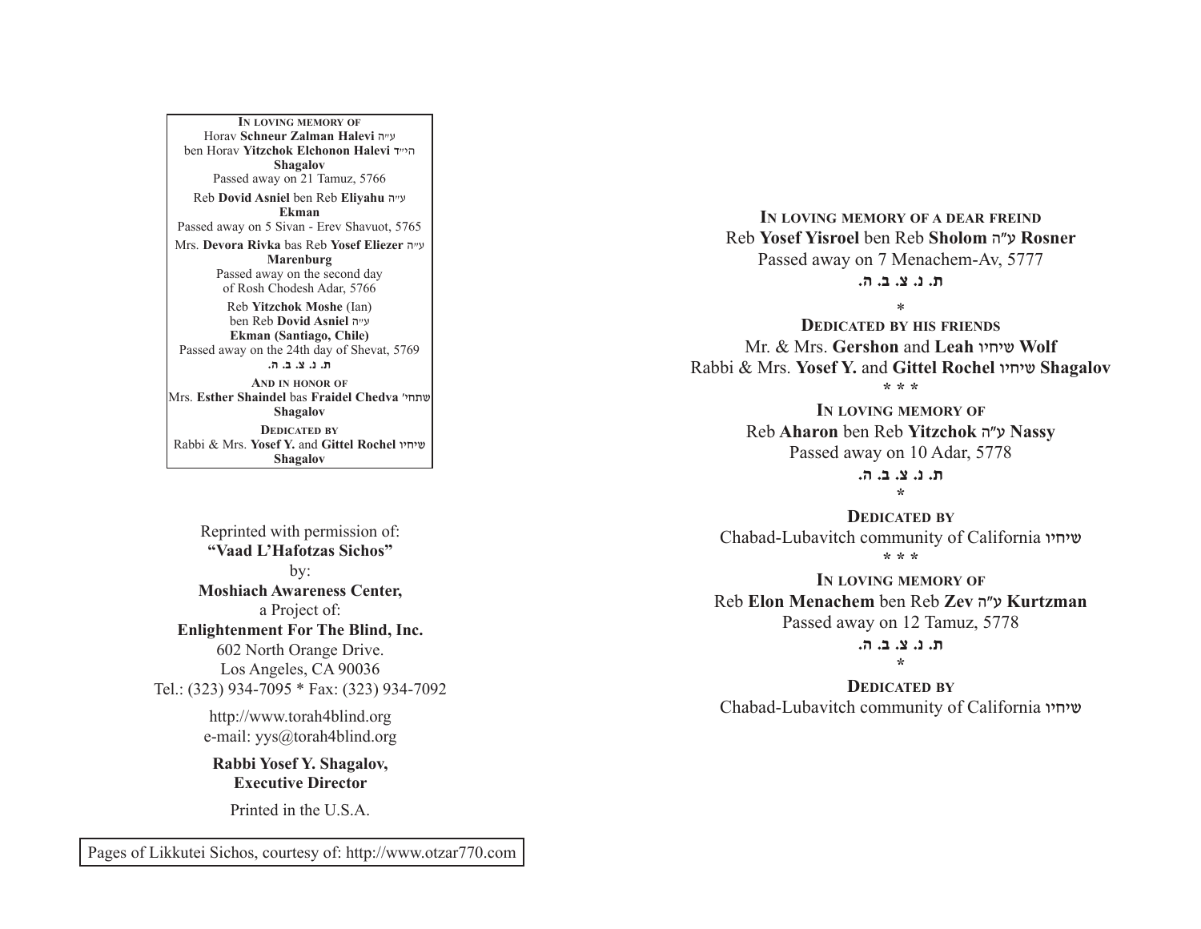**In loving memory of**
Horav **Schneur Zalman Halevi** ע״ה
ben Horav **Yitzchok Elchonon Halevi** הי״ד
**Shagalov**
Passed away on 21 Tamuz, 5766

Reb **Dovid Asniel** ben Reb **Eliyahu** ע״ה
**Ekman**
Passed away on 5 Sivan - Erev Shavuot, 5765

Mrs. **Devora Rivka** bas Reb **Yosef Eliezer** ע״ה
**Marenburg**
Passed away on the second day
of Rosh Chodesh Adar, 5766

Reb **Yitzchok Moshe** (Ian)
ben Reb **Dovid Asniel** ע״ה
**Ekman (Santiago, Chile)**
Passed away on the 24th day of Shevat, 5769
**ת. נ. צ. ב. ה.**

**And in honor of**
Mrs. **Esther Shaindel** bas **Fraidel Chedva** שתחי׳
**Shagalov**

**Dedicated by**
Rabbi & Mrs. **Yosef Y.** and **Gittel Rochel** שיחיו
**Shagalov**

Reprinted with permission of:
**"Vaad L'Hafotzas Sichos"**
by:
**Moshiach Awareness Center,**
a Project of:
**Enlightenment For The Blind, Inc.**
602 North Orange Drive.
Los Angeles, CA 90036
Tel.: (323) 934-7095 * Fax: (323) 934-7092

http://www.torah4blind.org
e-mail: yys@torah4blind.org

**Rabbi Yosef Y. Shagalov,**
**Executive Director**

Printed in the U.S.A.

Pages of Likkutei Sichos, courtesy of: http://www.otzar770.com

**In loving memory of a dear freind**
Reb **Yosef Yisroel** ben Reb **Sholom** ע"ה **Rosner**
Passed away on 7 Menachem-Av, 5777
**ת. נ. צ. ב. ה.**

*

**Dedicated by his friends**
Mr. & Mrs. **Gershon** and **Leah** שיחיו **Wolf**
Rabbi & Mrs. **Yosef Y.** and **Gittel Rochel** שיחיו **Shagalov**

* * *

**In loving memory of**
Reb **Aharon** ben Reb **Yitzchok** ע"ה **Nassy**
Passed away on 10 Adar, 5778
**ת. נ. צ. ב. ה.**

*

**Dedicated by**
Chabad-Lubavitch community of California שיחיו

* * *

**In loving memory of**
Reb **Elon Menachem** ben Reb **Zev** ע"ה **Kurtzman**
Passed away on 12 Tamuz, 5778
**ת. נ. צ. ב. ה.**

*

**Dedicated by**
Chabad-Lubavitch community of California שיחיו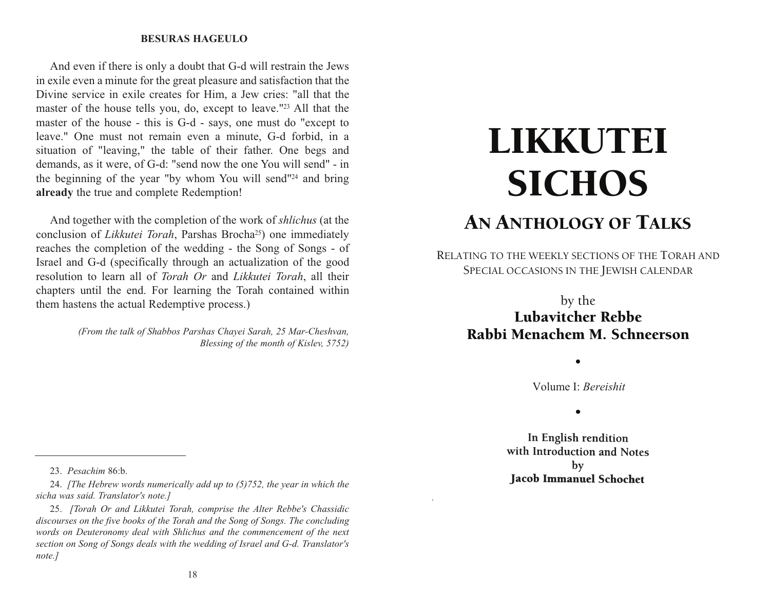And even if there is only a doubt that G-d will restrain the Jews in exile even a minute for the great pleasure and satisfaction that the Divine service in exile creates for Him, a Jew cries: "all that the master of the house tells you, do, except to leave."[23] All that the master of the house - this is G-d - says, one must do "except to leave." One must not remain even a minute, G-d forbid, in a situation of "leaving," the table of their father. One begs and demands, as it were, of G-d: "send now the one You will send" - in the beginning of the year "by whom You will send"[24] and bring **already** the true and complete Redemption!

And together with the completion of the work of *shlichus* (at the conclusion of *Likkutei Torah*, Parshas Brocha[25]) one immediately reaches the completion of the wedding - the Song of Songs - of Israel and G-d (specifically through an actualization of the good resolution to learn all of *Torah Or* and *Likkutei Torah*, all their chapters until the end. For learning the Torah contained within them hastens the actual Redemptive process.)

*(From the talk of Shabbos Parshas Chayei Sarah, 25 Mar-Cheshvan, Blessing of the month of Kislev, 5752)*

---

23. *Pesachim* 86:b.

24. *[The Hebrew words numerically add up to (5)752, the year in which the sicha was said. Translator's note.]*

25. *[Torah Or and Likkutei Torah, comprise the Alter Rebbe's Chassidic discourses on the five books of the Torah and the Song of Songs. The concluding words on Deuteronomy deal with Shlichus and the commencement of the next section on Song of Songs deals with the wedding of Israel and G-d. Translator's note.]*

# LIKKUTEI SICHOS

## An Anthology of Talks

Relating to the weekly sections of the Torah and Special occasions in the Jewish calendar

by the
**Lubavitcher Rebbe**
**Rabbi Menachem M. Schneerson**

•

Volume I: *Bereishit*

•

**In English rendition**
**with Introduction and Notes**
**by**
**Jacob Immanuel Schochet**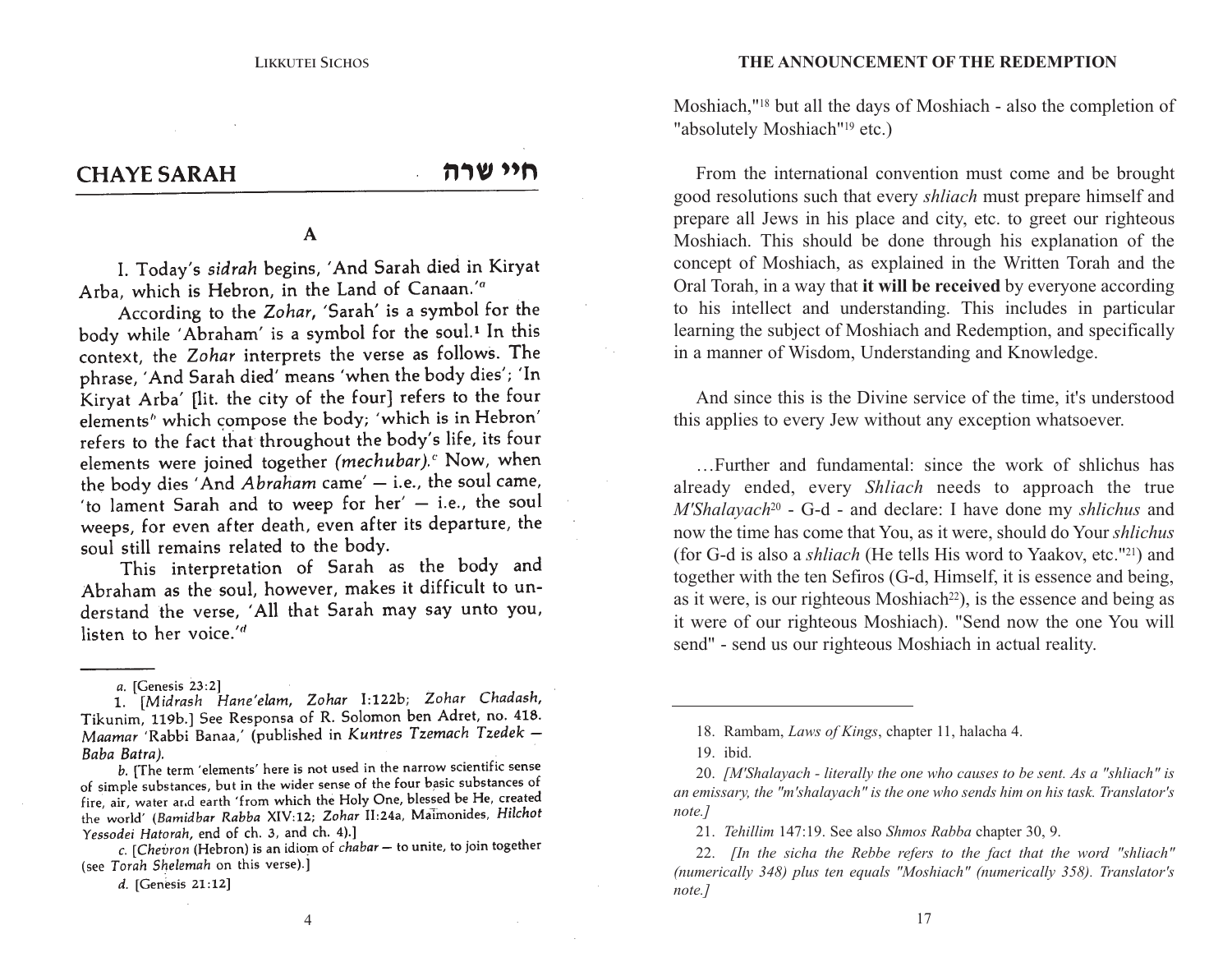# CHAYE SARAH — חיי שרה

## A

I. Today's *sidrah* begins, 'And Sarah died in Kiryat Arba, which is Hebron, in the Land of Canaan.'[a]

According to the *Zohar*, 'Sarah' is a symbol for the body while 'Abraham' is a symbol for the soul.[1] In this context, the *Zohar* interprets the verse as follows. The phrase, 'And Sarah died' means 'when the body dies'; 'In Kiryat Arba' [lit. the city of the four] refers to the four elements[b] which compose the body; 'which is in Hebron' refers to the fact that throughout the body's life, its four elements were joined together *(mechubar).*[c] Now, when the body dies 'And *Abraham* came' — i.e., the soul came, 'to lament Sarah and to weep for her' — i.e., the soul weeps, for even after death, even after its departure, the soul still remains related to the body.

This interpretation of Sarah as the body and Abraham as the soul, however, makes it difficult to understand the verse, 'All that Sarah may say unto you, listen to her voice.'[d]

---

*a.* [Genesis 23:2]

1. [*Midrash Hane'elam, Zohar* I:122b; *Zohar Chadash,* Tikunim, 119b.] See Responsa of R. Solomon ben Adret, no. 418. *Maamar* 'Rabbi Banaa,' (published in *Kuntres Tzemach Tzedek — Baba Batra*).

*b.* [The term 'elements' here is not used in the narrow scientific sense of simple substances, but in the wider sense of the four basic substances of fire, air, water and earth 'from which the Holy One, blessed be He, created the world' (*Bamidbar Rabba* XIV:12; *Zohar* II:24a, Maimonides, *Hilchot Yessodei Hatorah*, end of ch. 3, and ch. 4).]

*c.* [*Chevron* (Hebron) is an idiom of *chabar* — to unite, to join together (see *Torah Shelemah* on this verse).]

*d.* [Genesis 21:12]

---

Moshiach,"[18] but all the days of Moshiach - also the completion of "absolutely Moshiach"[19] etc.)

From the international convention must come and be brought good resolutions such that every *shliach* must prepare himself and prepare all Jews in his place and city, etc. to greet our righteous Moshiach. This should be done through his explanation of the concept of Moshiach, as explained in the Written Torah and the Oral Torah, in a way that **it will be received** by everyone according to his intellect and understanding. This includes in particular learning the subject of Moshiach and Redemption, and specifically in a manner of Wisdom, Understanding and Knowledge.

And since this is the Divine service of the time, it's understood this applies to every Jew without any exception whatsoever.

…Further and fundamental: since the work of shlichus has already ended, every *Shliach* needs to approach the true *M'Shalayach*[20] - G-d - and declare: I have done my *shlichus* and now the time has come that You, as it were, should do Your *shlichus* (for G-d is also a *shliach* (He tells His word to Yaakov, etc."[21]) and together with the ten Sefiros (G-d, Himself, it is essence and being, as it were, is our righteous Moshiach[22]), is the essence and being as it were of our righteous Moshiach). "Send now the one You will send" - send us our righteous Moshiach in actual reality.

---

18. Rambam, *Laws of Kings*, chapter 11, halacha 4.

19. ibid.

20. *[M'Shalayach - literally the one who causes to be sent. As a "shliach" is an emissary, the "m'shalayach" is the one who sends him on his task. Translator's note.]*

21. *Tehillim* 147:19. See also *Shmos Rabba* chapter 30, 9.

22. *[In the sicha the Rebbe refers to the fact that the word "shliach" (numerically 348) plus ten equals "Moshiach" (numerically 358). Translator's note.]*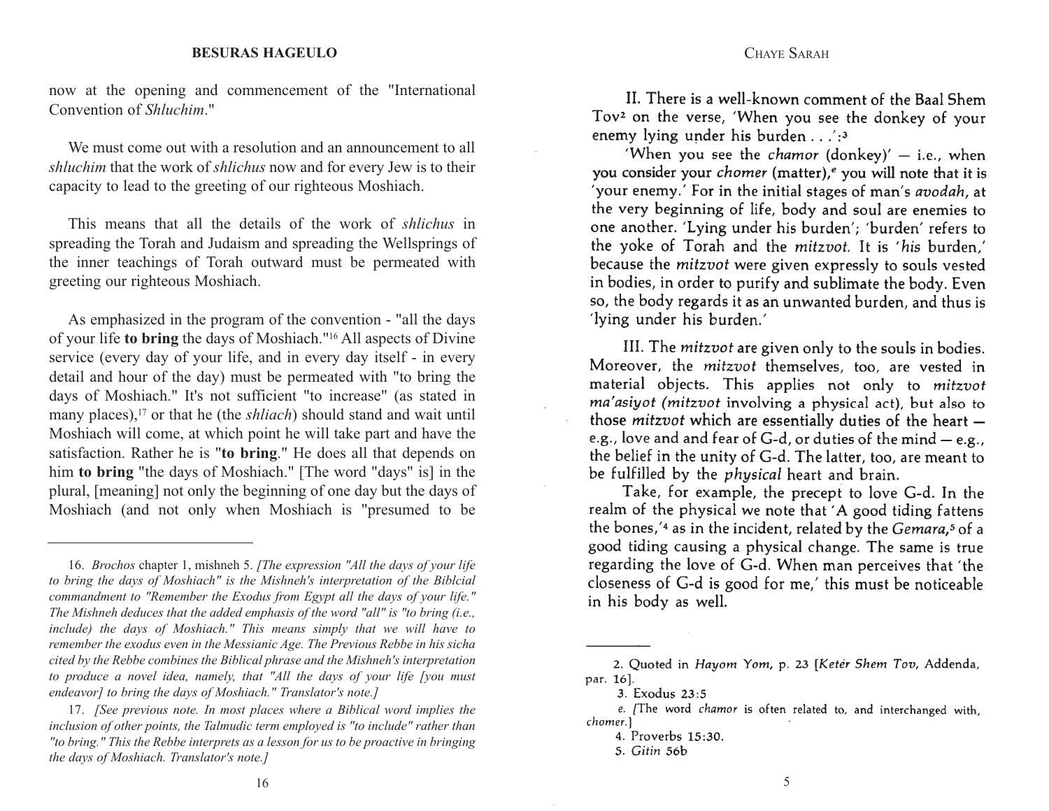now at the opening and commencement of the "International Convention of *Shluchim*."

We must come out with a resolution and an announcement to all *shluchim* that the work of *shlichus* now and for every Jew is to their capacity to lead to the greeting of our righteous Moshiach.

This means that all the details of the work of *shlichus* in spreading the Torah and Judaism and spreading the Wellsprings of the inner teachings of Torah outward must be permeated with greeting our righteous Moshiach.

As emphasized in the program of the convention - "all the days of your life **to bring** the days of Moshiach."[16] All aspects of Divine service (every day of your life, and in every day itself - in every detail and hour of the day) must be permeated with "to bring the days of Moshiach." It's not sufficient "to increase" (as stated in many places),[17] or that he (the *shliach*) should stand and wait until Moshiach will come, at which point he will take part and have the satisfaction. Rather he is "**to bring**." He does all that depends on him **to bring** "the days of Moshiach." [The word "days" is] in the plural, [meaning] not only the beginning of one day but the days of Moshiach (and not only when Moshiach is "presumed to be

---

16. *Brochos* chapter 1, mishneh 5. *[The expression "All the days of your life to bring the days of Moshiach" is the Mishneh's interpretation of the Biblcial commandment to "Remember the Exodus from Egypt all the days of your life." The Mishneh deduces that the added emphasis of the word "all" is "to bring (i.e., include) the days of Moshiach." This means simply that we will have to remember the exodus even in the Messianic Age. The Previous Rebbe in his sicha cited by the Rebbe combines the Biblical phrase and the Mishneh's interpretation to produce a novel idea, namely, that "All the days of your life [you must endeavor] to bring the days of Moshiach." Translator's note.]*

17. *[See previous note. In most places where a Biblical word implies the inclusion of other points, the Talmudic term employed is "to include" rather than "to bring." This the Rebbe interprets as a lesson for us to be proactive in bringing the days of Moshiach. Translator's note.]*

II. There is a well-known comment of the Baal Shem Tov[2] on the verse, 'When you see the donkey of your enemy lying under his burden . . .':[3]

'When you see the *chamor* (donkey)' — i.e., when you consider your *chomer* (matter),[e] you will note that it is 'your enemy.' For in the initial stages of man's *avodah*, at the very beginning of life, body and soul are enemies to one another. 'Lying under his burden'; 'burden' refers to the yoke of Torah and the *mitzvot*. It is '*his* burden,' because the *mitzvot* were given expressly to souls vested in bodies, in order to purify and sublimate the body. Even so, the body regards it as an unwanted burden, and thus is 'lying under his burden.'

III. The *mitzvot* are given only to the souls in bodies. Moreover, the *mitzvot* themselves, too, are vested in material objects. This applies not only to *mitzvot ma'asiyot (mitzvot* involving a physical act), but also to those *mitzvot* which are essentially duties of the heart — e.g., love and and fear of G-d, or duties of the mind — e.g., the belief in the unity of G-d. The latter, too, are meant to be fulfilled by the *physical* heart and brain.

Take, for example, the precept to love G-d. In the realm of the physical we note that 'A good tiding fattens the bones,'[4] as in the incident, related by the *Gemara*,[5] of a good tiding causing a physical change. The same is true regarding the love of G-d. When man perceives that 'the closeness of G-d is good for me,' this must be noticeable in his body as well.

---

2. Quoted in *Hayom Yom*, p. 23 [*Keter Shem Tov*, Addenda, par. 16].

3. Exodus 23:5

e. [The word *chamor* is often related to, and interchanged with, *chomer*.]

4. Proverbs 15:30.

5. *Gitin* 56b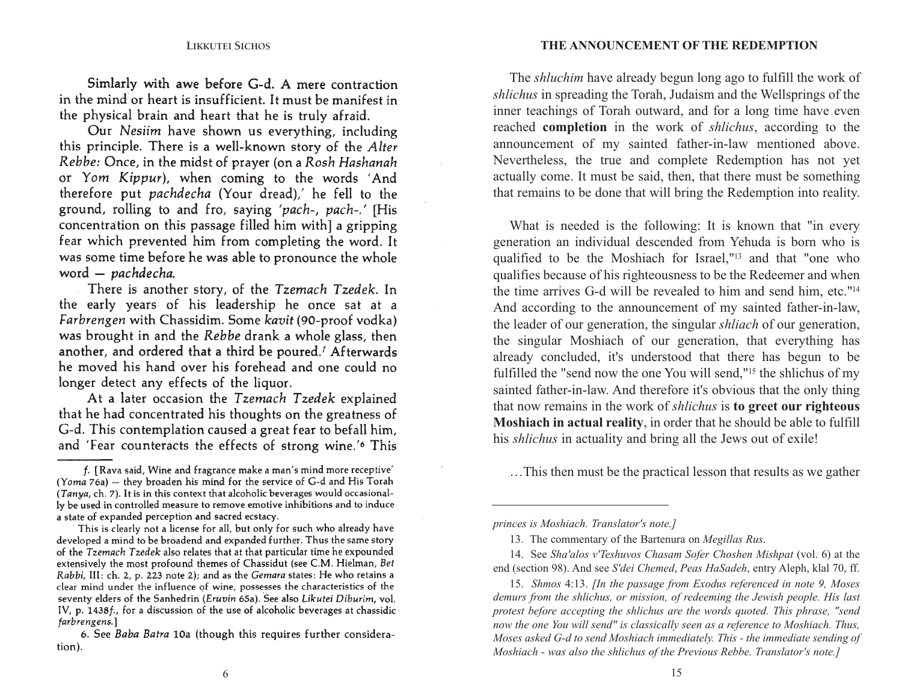Simlarly with awe before G-d. A mere contraction in the mind or heart is insufficient. It must be manifest in the physical brain and heart that he is truly afraid.

Our *Nesiim* have shown us everything, including this principle. There is a well-known story of the *Alter Rebbe:* Once, in the midst of prayer (on a *Rosh Hashanah* or *Yom Kippur*), when coming to the words 'And therefore put *pachdecha* (Your dread),' he fell to the ground, rolling to and fro, saying *'pach-, pach-.'* [His concentration on this passage filled him with] a gripping fear which prevented him from completing the word. It was some time before he was able to pronounce the whole word — *pachdecha.*

There is another story, of the *Tzemach Tzedek.* In the early years of his leadership he once sat at a *Farbrengen* with Chassidim. Some *kavit* (90-proof vodka) was brought in and the *Rebbe* drank a whole glass, then another, and ordered that a third be poured.[f] Afterwards he moved his hand over his forehead and one could no longer detect any effects of the liquor.

At a later occasion the *Tzemach Tzedek* explained that he had concentrated his thoughts on the greatness of G-d. This contemplation caused a great fear to befall him, and 'Fear counteracts the effects of strong wine.'[6] This

---

*f.* [Rava said, Wine and fragrance make a man's mind more receptive' (*Yoma* 76a) — they broaden his mind for the service of G-d and His Torah (*Tanya*, ch. 7). It is in this context that alcoholic beverages would occasionally be used in controlled measure to remove emotive inhibitions and to induce a state of expanded perception and sacred ecstacy.

This is clearly not a license for all, but only for such who already have developed a mind to be broadend and expanded further. Thus the same story of the *Tzemach Tzedek* also relates that at that particular time he expounded extensively the most profound themes of Chassidut (see C.M. Hielman, *Bet Rabbi*, III: ch. 2, p. 223 note 2); and as the *Gemara* states: He who retains a clear mind under the influence of wine, possesses the characteristics of the seventy elders of the Sanhedrin (*Eruvin* 65a). See also *Likutei Diburim*, vol. IV, p. 1438*f.*, for a discussion of the use of alcoholic beverages at chassidic *farbrengens.*]

6. See *Baba Batra* 10a (though this requires further consideration).

---

The *shluchim* have already begun long ago to fulfill the work of *shlichus* in spreading the Torah, Judaism and the Wellsprings of the inner teachings of Torah outward, and for a long time have even reached **completion** in the work of *shlichus*, according to the announcement of my sainted father-in-law mentioned above. Nevertheless, the true and complete Redemption has not yet actually come. It must be said, then, that there must be something that remains to be done that will bring the Redemption into reality.

What is needed is the following: It is known that "in every generation an individual descended from Yehuda is born who is qualified to be the Moshiach for Israel,"[13] and that "one who qualifies because of his righteousness to be the Redeemer and when the time arrives G-d will be revealed to him and send him, etc."[14] And according to the announcement of my sainted father-in-law, the leader of our generation, the singular *shliach* of our generation, the singular Moshiach of our generation, that everything has already concluded, it's understood that there has begun to be fulfilled the "send now the one You will send,"[15] the shlichus of my sainted father-in-law. And therefore it's obvious that the only thing that now remains in the work of *shlichus* is **to greet our righteous Moshiach in actual reality**, in order that he should be able to fulfill his *shlichus* in actuality and bring all the Jews out of exile!

…This then must be the practical lesson that results as we gather

---

*princes is Moshiach. Translator's note.]*

13. The commentary of the Bartenura on *Megillas Rus*.

14. See *Sha'alos v'Teshuvos Chasam Sofer Choshen Mishpat* (vol. 6) at the end (section 98). And see *S'dei Chemed*, *Peas HaSadeh*, entry Aleph, klal 70, ff.

15. *Shmos* 4:13. *[In the passage from Exodus referenced in note 9, Moses demurs from the shlichus, or mission, of redeeming the Jewish people. His last protest before accepting the shlichus are the words quoted. This phrase, "send now the one You will send" is classically seen as a reference to Moshiach. Thus, Moses asked G-d to send Moshiach immediately. This - the immediate sending of Moshiach - was also the shlichus of the Previous Rebbe. Translator's note.]*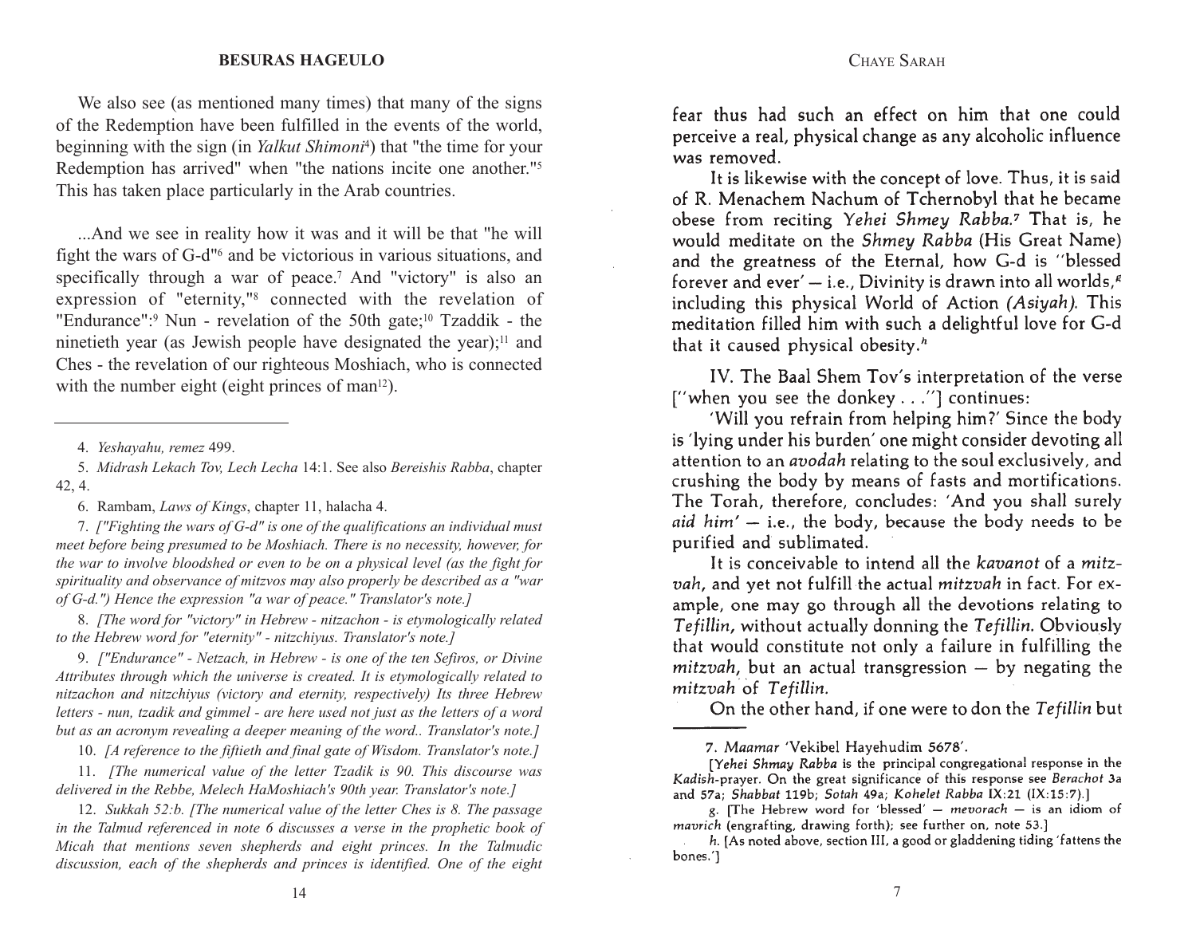We also see (as mentioned many times) that many of the signs of the Redemption have been fulfilled in the events of the world, beginning with the sign (in *Yalkut Shimoni*[4]) that "the time for your Redemption has arrived" when "the nations incite one another."[5] This has taken place particularly in the Arab countries.

...And we see in reality how it was and it will be that "he will fight the wars of G-d"[6] and be victorious in various situations, and specifically through a war of peace.[7] And "victory" is also an expression of "eternity,"[8] connected with the revelation of "Endurance":[9] Nun - revelation of the 50th gate;[10] Tzaddik - the ninetieth year (as Jewish people have designated the year);[11] and Ches - the revelation of our righteous Moshiach, who is connected with the number eight (eight princes of man[12]).

---

4. *Yeshayahu, remez* 499.

5. *Midrash Lekach Tov, Lech Lecha* 14:1. See also *Bereishis Rabba*, chapter 42, 4.

6. Rambam, *Laws of Kings*, chapter 11, halacha 4.

7. *["Fighting the wars of G-d" is one of the qualifications an individual must meet before being presumed to be Moshiach. There is no necessity, however, for the war to involve bloodshed or even to be on a physical level (as the fight for spirituality and observance of mitzvos may also properly be described as a "war of G-d.") Hence the expression "a war of peace." Translator's note.]*

8. *[The word for "victory" in Hebrew - nitzachon - is etymologically related to the Hebrew word for "eternity" - nitzchiyus. Translator's note.]*

9. *["Endurance" - Netzach, in Hebrew - is one of the ten Sefiros, or Divine Attributes through which the universe is created. It is etymologically related to nitzachon and nitzchiyus (victory and eternity, respectively) Its three Hebrew letters - nun, tzadik and gimmel - are here used not just as the letters of a word but as an acronym revealing a deeper meaning of the word.. Translator's note.]*

10. *[A reference to the fiftieth and final gate of Wisdom. Translator's note.]*

11. *[The numerical value of the letter Tzadik is 90. This discourse was delivered in the Rebbe, Melech HaMoshiach's 90th year. Translator's note.]*

12. *Sukkah 52:b. [The numerical value of the letter Ches is 8. The passage in the Talmud referenced in note 6 discusses a verse in the prophetic book of Micah that mentions seven shepherds and eight princes. In the Talmudic discussion, each of the shepherds and princes is identified. One of the eight*

fear thus had such an effect on him that one could perceive a real, physical change as any alcoholic influence was removed.

It is likewise with the concept of love. Thus, it is said of R. Menachem Nachum of Tchernobyl that he became obese from reciting *Yehei Shmey Rabba.*[7] That is, he would meditate on the *Shmey Rabba* (His Great Name) and the greatness of the Eternal, how G-d is "blessed forever and ever' — i.e., Divinity is drawn into all worlds,[g] including this physical World of Action *(Asiyah)*. This meditation filled him with such a delightful love for G-d that it caused physical obesity.[h]

IV. The Baal Shem Tov's interpretation of the verse ["when you see the donkey . . ."] continues:

'Will you refrain from helping him?' Since the body is 'lying under his burden' one might consider devoting all attention to an *avodah* relating to the soul exclusively, and crushing the body by means of fasts and mortifications. The Torah, therefore, concludes: 'And you shall surely *aid him*' — i.e., the body, because the body needs to be purified and sublimated.

It is conceivable to intend all the *kavanot* of a *mitzvah*, and yet not fulfill the actual *mitzvah* in fact. For example, one may go through all the devotions relating to *Tefillin*, without actually donning the *Tefillin*. Obviously that would constitute not only a failure in fulfilling the *mitzvah*, but an actual transgression — by negating the *mitzvah* of *Tefillin*.

On the other hand, if one were to don the *Tefillin* but

---

7. *Maamar* 'Vekibel Hayehudim 5678'.

[*Yehei Shmay Rabba* is the principal congregational response in the *Kadish*-prayer. On the great significance of this response see *Berachot* 3a and 57a; *Shabbat* 119b; *Sotah* 49a; *Kohelet Rabba* IX:21 (IX:15:7).]

g. [The Hebrew word for 'blessed' — *mevorach* — is an idiom of *mavrich* (engrafting, drawing forth); see further on, note 53.]

h. [As noted above, section III, a good or gladdening tiding 'fattens the bones.']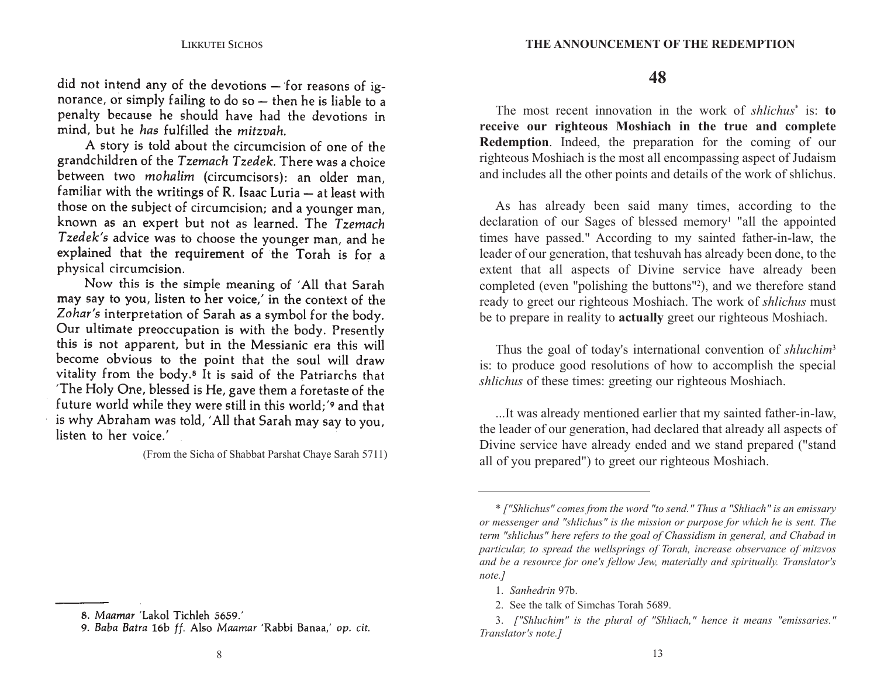did not intend any of the devotions — for reasons of ignorance, or simply failing to do so — then he is liable to a penalty because he should have had the devotions in mind, but he *has* fulfilled the *mitzvah*.

A story is told about the circumcision of one of the grandchildren of the *Tzemach Tzedek*. There was a choice between two *mohalim* (circumcisors): an older man, familiar with the writings of R. Isaac Luria — at least with those on the subject of circumcision; and a younger man, known as an expert but not as learned. The *Tzemach Tzedek's* advice was to choose the younger man, and he explained that the requirement of the Torah is for a physical circumcision.

Now this is the simple meaning of 'All that Sarah may say to you, listen to her voice,' in the context of the *Zohar's* interpretation of Sarah as a symbol for the body. Our ultimate preoccupation is with the body. Presently this is not apparent, but in the Messianic era this will become obvious to the point that the soul will draw vitality from the body.[8] It is said of the Patriarchs that 'The Holy One, blessed is He, gave them a foretaste of the future world while they were still in this world;'[9] and that is why Abraham was told, 'All that Sarah may say to you, listen to her voice.'

(From the Sicha of Shabbat Parshat Chaye Sarah 5711)

---

8. *Maamar* 'Lakol Tichleh 5659.'

9. *Baba Batra* 16b *ff.* Also *Maamar* 'Rabbi Banaa,' *op. cit.*

## 48

The most recent innovation in the work of *shlichus*[*] is: **to receive our righteous Moshiach in the true and complete Redemption**. Indeed, the preparation for the coming of our righteous Moshiach is the most all encompassing aspect of Judaism and includes all the other points and details of the work of shlichus.

As has already been said many times, according to the declaration of our Sages of blessed memory[1] "all the appointed times have passed." According to my sainted father-in-law, the leader of our generation, that teshuvah has already been done, to the extent that all aspects of Divine service have already been completed (even "polishing the buttons"[2]), and we therefore stand ready to greet our righteous Moshiach. The work of *shlichus* must be to prepare in reality to **actually** greet our righteous Moshiach.

Thus the goal of today's international convention of *shluchim*[3] is: to produce good resolutions of how to accomplish the special *shlichus* of these times: greeting our righteous Moshiach.

...It was already mentioned earlier that my sainted father-in-law, the leader of our generation, had declared that already all aspects of Divine service have already ended and we stand prepared ("stand all of you prepared") to greet our righteous Moshiach.

---

* *["Shlichus" comes from the word "to send." Thus a "Shliach" is an emissary or messenger and "shlichus" is the mission or purpose for which he is sent. The term "shlichus" here refers to the goal of Chassidism in general, and Chabad in particular, to spread the wellsprings of Torah, increase observance of mitzvos and be a resource for one's fellow Jew, materially and spiritually. Translator's note.]*

1. *Sanhedrin* 97b.

2. See the talk of Simchas Torah 5689.

3. *["Shluchim" is the plural of "Shliach," hence it means "emissaries." Translator's note.]*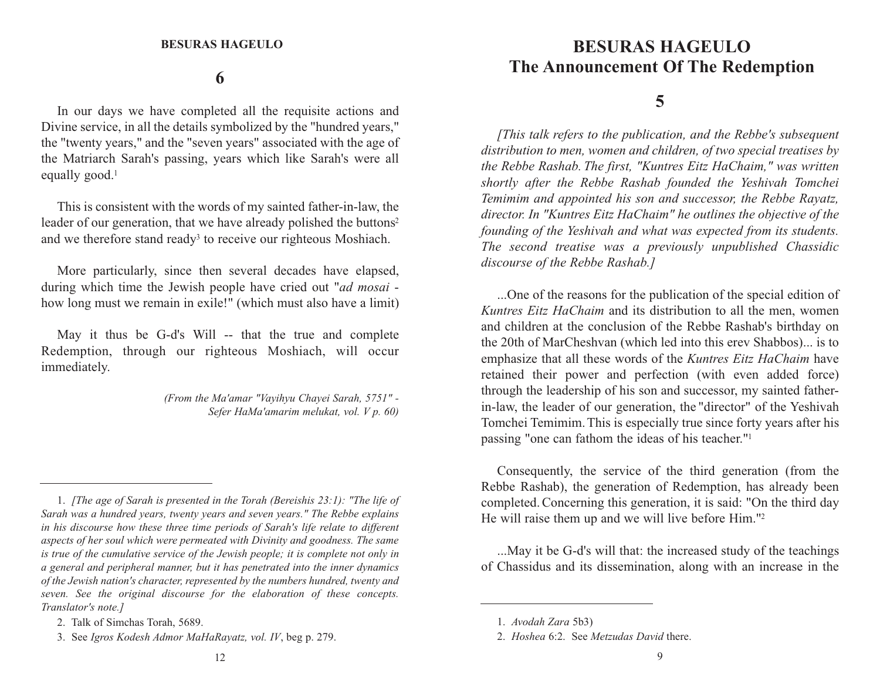## 6

In our days we have completed all the requisite actions and Divine service, in all the details symbolized by the "hundred years," the "twenty years," and the "seven years" associated with the age of the Matriarch Sarah's passing, years which like Sarah's were all equally good.[1]

This is consistent with the words of my sainted father-in-law, the leader of our generation, that we have already polished the buttons[2] and we therefore stand ready[3] to receive our righteous Moshiach.

More particularly, since then several decades have elapsed, during which time the Jewish people have cried out "*ad mosai* - how long must we remain in exile!" (which must also have a limit)

May it thus be G-d's Will -- that the true and complete Redemption, through our righteous Moshiach, will occur immediately.

*(From the Ma'amar "Vayihyu Chayei Sarah, 5751" - Sefer HaMa'amarim melukat, vol. V p. 60)*

---

1. *[The age of Sarah is presented in the Torah (Bereishis 23:1): "The life of Sarah was a hundred years, twenty years and seven years." The Rebbe explains in his discourse how these three time periods of Sarah's life relate to different aspects of her soul which were permeated with Divinity and goodness. The same is true of the cumulative service of the Jewish people; it is complete not only in a general and peripheral manner, but it has penetrated into the inner dynamics of the Jewish nation's character, represented by the numbers hundred, twenty and seven. See the original discourse for the elaboration of these concepts. Translator's note.]*
2. Talk of Simchas Torah, 5689.
3. See *Igros Kodesh Admor MaHaRayatz, vol. IV*, beg p. 279.

# BESURAS HAGEULO
# The Announcement Of The Redemption

## 5

*[This talk refers to the publication, and the Rebbe's subsequent distribution to men, women and children, of two special treatises by the Rebbe Rashab. The first, "Kuntres Eitz HaChaim," was written shortly after the Rebbe Rashab founded the Yeshivah Tomchei Temimim and appointed his son and successor, the Rebbe Rayatz, director. In "Kuntres Eitz HaChaim" he outlines the objective of the founding of the Yeshivah and what was expected from its students. The second treatise was a previously unpublished Chassidic discourse of the Rebbe Rashab.]*

...One of the reasons for the publication of the special edition of *Kuntres Eitz HaChaim* and its distribution to all the men, women and children at the conclusion of the Rebbe Rashab's birthday on the 20th of MarCheshvan (which led into this erev Shabbos)... is to emphasize that all these words of the *Kuntres Eitz HaChaim* have retained their power and perfection (with even added force) through the leadership of his son and successor, my sainted father-in-law, the leader of our generation, the "director" of the Yeshivah Tomchei Temimim. This is especially true since forty years after his passing "one can fathom the ideas of his teacher."[1]

Consequently, the service of the third generation (from the Rebbe Rashab), the generation of Redemption, has already been completed. Concerning this generation, it is said: "On the third day He will raise them up and we will live before Him."[2]

...May it be G-d's will that: the increased study of the teachings of Chassidus and its dissemination, along with an increase in the

---

1. *Avodah Zara* 5b3)
2. *Hoshea* 6:2. See *Metzudas David* there.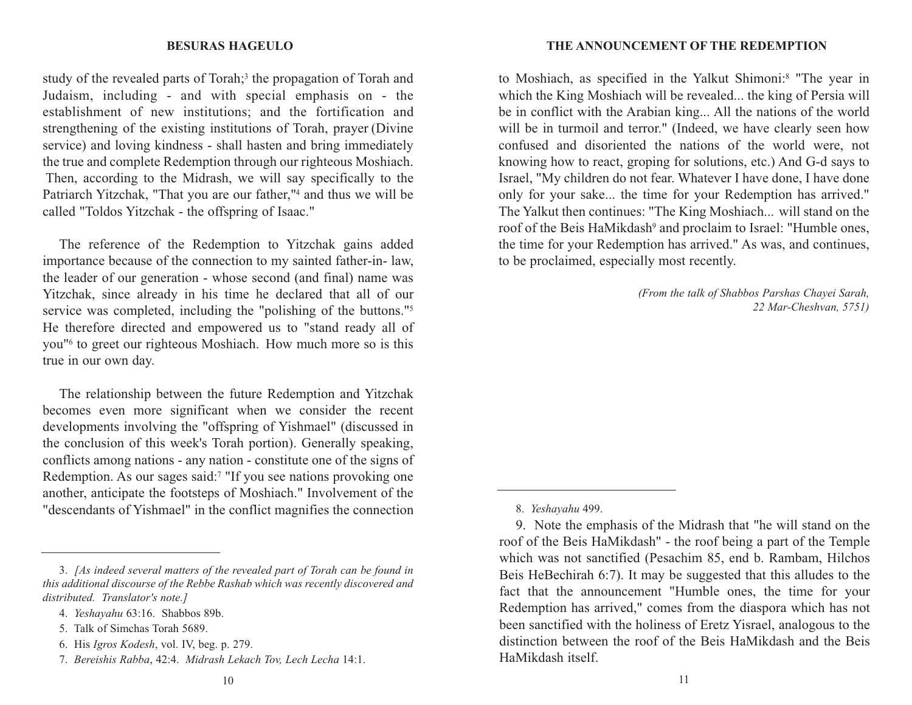study of the revealed parts of Torah;[3] the propagation of Torah and Judaism, including - and with special emphasis on - the establishment of new institutions; and the fortification and strengthening of the existing institutions of Torah, prayer (Divine service) and loving kindness - shall hasten and bring immediately the true and complete Redemption through our righteous Moshiach. Then, according to the Midrash, we will say specifically to the Patriarch Yitzchak, "That you are our father,"[4] and thus we will be called "Toldos Yitzchak - the offspring of Isaac."

The reference of the Redemption to Yitzchak gains added importance because of the connection to my sainted father-in- law, the leader of our generation - whose second (and final) name was Yitzchak, since already in his time he declared that all of our service was completed, including the "polishing of the buttons."[5] He therefore directed and empowered us to "stand ready all of you"[6] to greet our righteous Moshiach. How much more so is this true in our own day.

The relationship between the future Redemption and Yitzchak becomes even more significant when we consider the recent developments involving the "offspring of Yishmael" (discussed in the conclusion of this week's Torah portion). Generally speaking, conflicts among nations - any nation - constitute one of the signs of Redemption. As our sages said:[7] "If you see nations provoking one another, anticipate the footsteps of Moshiach." Involvement of the "descendants of Yishmael" in the conflict magnifies the connection to Moshiach, as specified in the Yalkut Shimoni:[8] "The year in which the King Moshiach will be revealed... the king of Persia will be in conflict with the Arabian king... All the nations of the world will be in turmoil and terror." (Indeed, we have clearly seen how confused and disoriented the nations of the world were, not knowing how to react, groping for solutions, etc.) And G-d says to Israel, "My children do not fear. Whatever I have done, I have done only for your sake... the time for your Redemption has arrived." The Yalkut then continues: "The King Moshiach... will stand on the roof of the Beis HaMikdash[9] and proclaim to Israel: "Humble ones, the time for your Redemption has arrived." As was, and continues, to be proclaimed, especially most recently.

*(From the talk of Shabbos Parshas Chayei Sarah, 22 Mar-Cheshvan, 5751)*

---

3. *[As indeed several matters of the revealed part of Torah can be found in this additional discourse of the Rebbe Rashab which was recently discovered and distributed. Translator's note.]*

4. *Yeshayahu* 63:16. Shabbos 89b.

5. Talk of Simchas Torah 5689.

6. His *Igros Kodesh*, vol. IV, beg. p. 279.

7. *Bereishis Rabba*, 42:4. *Midrash Lekach Tov, Lech Lecha* 14:1.

8. *Yeshayahu* 499.

9. Note the emphasis of the Midrash that "he will stand on the roof of the Beis HaMikdash" - the roof being a part of the Temple which was not sanctified (Pesachim 85, end b. Rambam, Hilchos Beis HeBechirah 6:7). It may be suggested that this alludes to the fact that the announcement "Humble ones, the time for your Redemption has arrived," comes from the diaspora which has not been sanctified with the holiness of Eretz Yisrael, analogous to the distinction between the roof of the Beis HaMikdash and the Beis HaMikdash itself.